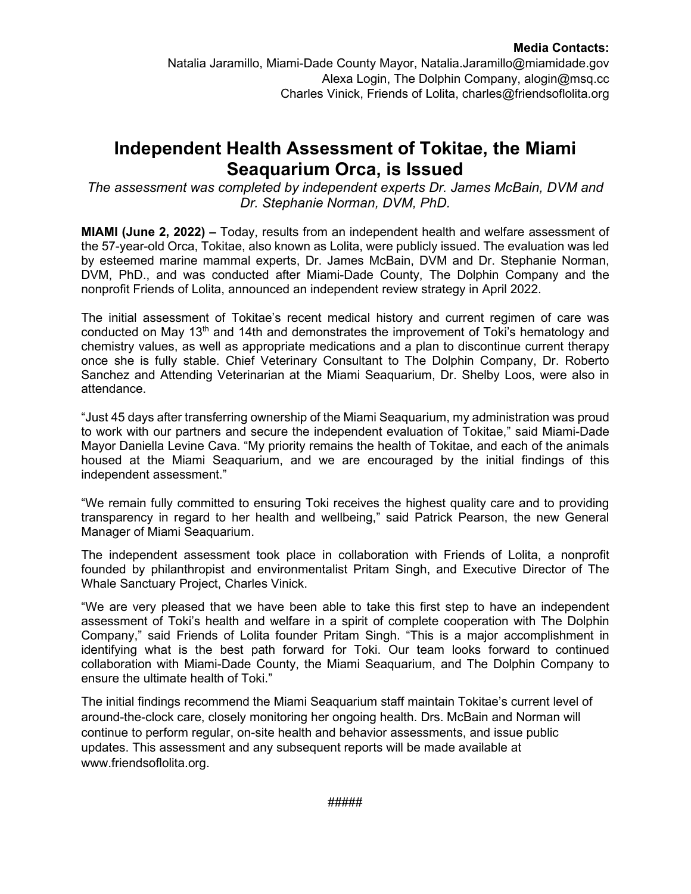**Media Contacts:**
Natalia Jaramillo, Miami-Dade County Mayor, Natalia.Jaramillo@miamidade.gov
Alexa Login, The Dolphin Company, alogin@msq.cc
Charles Vinick, Friends of Lolita, charles@friendsoflolita.org

# Independent Health Assessment of Tokitae, the Miami Seaquarium Orca, is Issued

*The assessment was completed by independent experts Dr. James McBain, DVM and Dr. Stephanie Norman, DVM, PhD.*

**MIAMI (June 2, 2022) –** Today, results from an independent health and welfare assessment of the 57-year-old Orca, Tokitae, also known as Lolita, were publicly issued. The evaluation was led by esteemed marine mammal experts, Dr. James McBain, DVM and Dr. Stephanie Norman, DVM, PhD., and was conducted after Miami-Dade County, The Dolphin Company and the nonprofit Friends of Lolita, announced an independent review strategy in April 2022.

The initial assessment of Tokitae's recent medical history and current regimen of care was conducted on May 13th and 14th and demonstrates the improvement of Toki's hematology and chemistry values, as well as appropriate medications and a plan to discontinue current therapy once she is fully stable. Chief Veterinary Consultant to The Dolphin Company, Dr. Roberto Sanchez and Attending Veterinarian at the Miami Seaquarium, Dr. Shelby Loos, were also in attendance.

"Just 45 days after transferring ownership of the Miami Seaquarium, my administration was proud to work with our partners and secure the independent evaluation of Tokitae," said Miami-Dade Mayor Daniella Levine Cava. "My priority remains the health of Tokitae, and each of the animals housed at the Miami Seaquarium, and we are encouraged by the initial findings of this independent assessment."

"We remain fully committed to ensuring Toki receives the highest quality care and to providing transparency in regard to her health and wellbeing," said Patrick Pearson, the new General Manager of Miami Seaquarium.

The independent assessment took place in collaboration with Friends of Lolita, a nonprofit founded by philanthropist and environmentalist Pritam Singh, and Executive Director of The Whale Sanctuary Project, Charles Vinick.

"We are very pleased that we have been able to take this first step to have an independent assessment of Toki's health and welfare in a spirit of complete cooperation with The Dolphin Company," said Friends of Lolita founder Pritam Singh. "This is a major accomplishment in identifying what is the best path forward for Toki. Our team looks forward to continued collaboration with Miami-Dade County, the Miami Seaquarium, and The Dolphin Company to ensure the ultimate health of Toki."

The initial findings recommend the Miami Seaquarium staff maintain Tokitae's current level of around-the-clock care, closely monitoring her ongoing health. Drs. McBain and Norman will continue to perform regular, on-site health and behavior assessments, and issue public updates. This assessment and any subsequent reports will be made available at www.friendsoflolita.org.

#####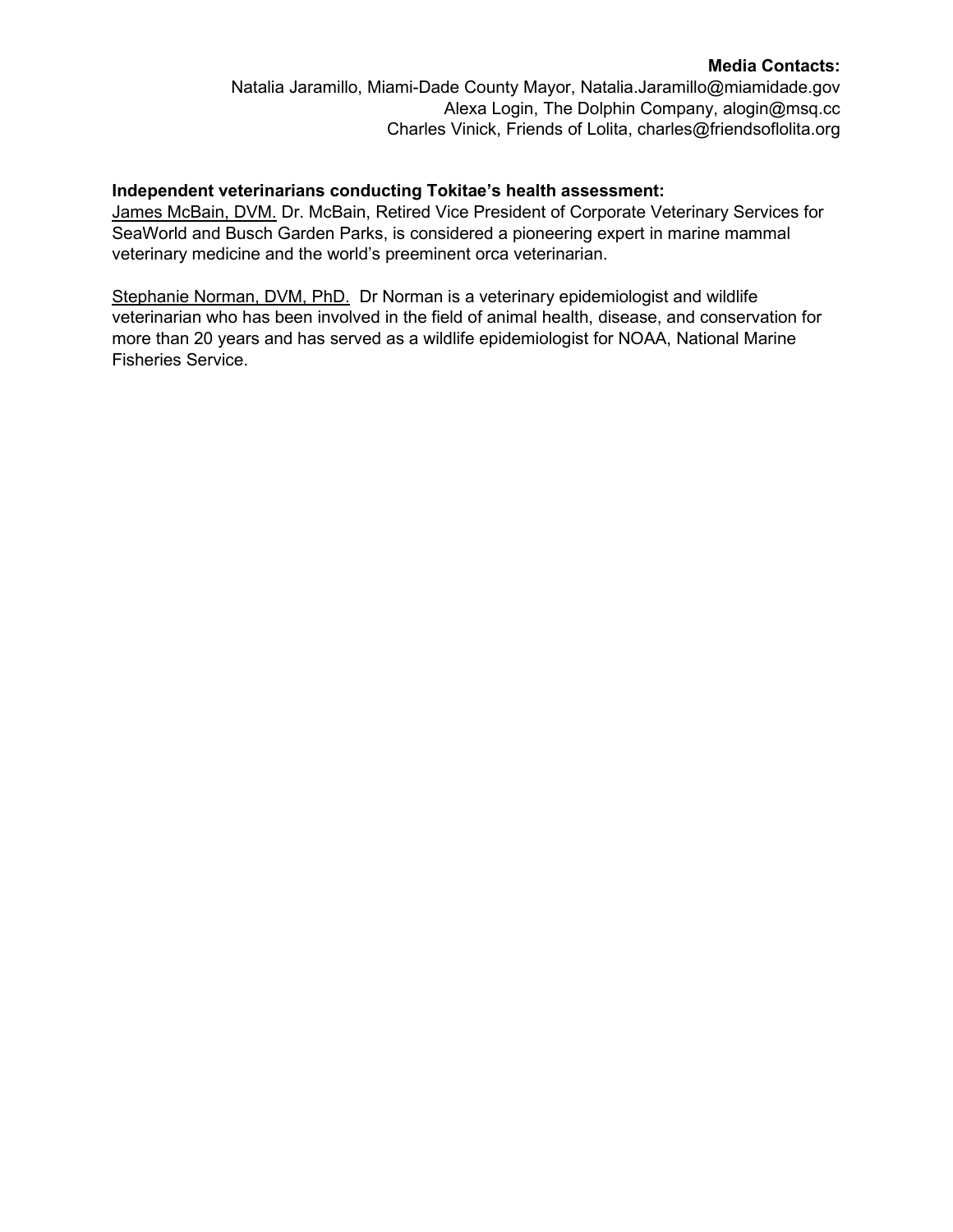**Media Contacts:**

Natalia Jaramillo, Miami-Dade County Mayor, Natalia.Jaramillo@miamidade.gov
Alexa Login, The Dolphin Company, alogin@msq.cc
Charles Vinick, Friends of Lolita, charles@friendsoflolita.org

**Independent veterinarians conducting Tokitae's health assessment:**

James McBain, DVM. Dr. McBain, Retired Vice President of Corporate Veterinary Services for SeaWorld and Busch Garden Parks, is considered a pioneering expert in marine mammal veterinary medicine and the world's preeminent orca veterinarian.

Stephanie Norman, DVM, PhD. Dr Norman is a veterinary epidemiologist and wildlife veterinarian who has been involved in the field of animal health, disease, and conservation for more than 20 years and has served as a wildlife epidemiologist for NOAA, National Marine Fisheries Service.